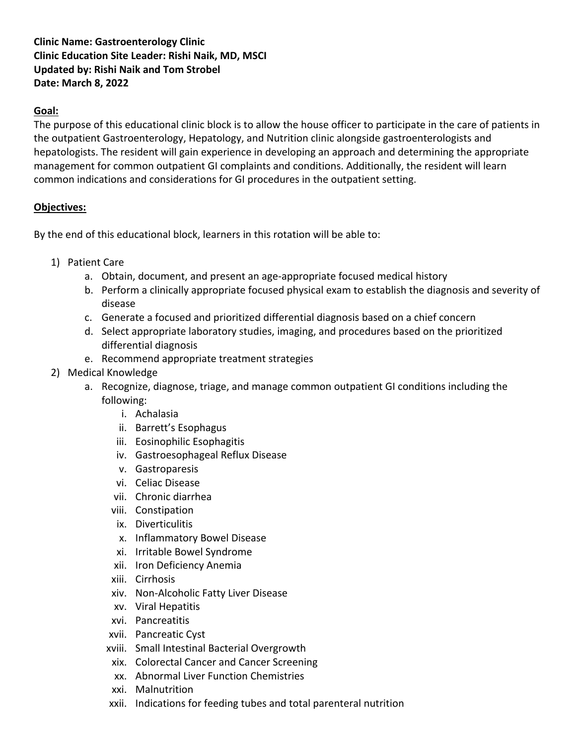**Clinic Name: Gastroenterology Clinic**
**Clinic Education Site Leader: Rishi Naik, MD, MSCI**
**Updated by: Rishi Naik and Tom Strobel**
**Date: March 8, 2022**

## Goal:

The purpose of this educational clinic block is to allow the house officer to participate in the care of patients in the outpatient Gastroenterology, Hepatology, and Nutrition clinic alongside gastroenterologists and hepatologists. The resident will gain experience in developing an approach and determining the appropriate management for common outpatient GI complaints and conditions. Additionally, the resident will learn common indications and considerations for GI procedures in the outpatient setting.

## Objectives:

By the end of this educational block, learners in this rotation will be able to:

1) Patient Care
    a. Obtain, document, and present an age-appropriate focused medical history
    b. Perform a clinically appropriate focused physical exam to establish the diagnosis and severity of disease
    c. Generate a focused and prioritized differential diagnosis based on a chief concern
    d. Select appropriate laboratory studies, imaging, and procedures based on the prioritized differential diagnosis
    e. Recommend appropriate treatment strategies
2) Medical Knowledge
    a. Recognize, diagnose, triage, and manage common outpatient GI conditions including the following:
        i. Achalasia
        ii. Barrett's Esophagus
        iii. Eosinophilic Esophagitis
        iv. Gastroesophageal Reflux Disease
        v. Gastroparesis
        vi. Celiac Disease
        vii. Chronic diarrhea
        viii. Constipation
        ix. Diverticulitis
        x. Inflammatory Bowel Disease
        xi. Irritable Bowel Syndrome
        xii. Iron Deficiency Anemia
        xiii. Cirrhosis
        xiv. Non-Alcoholic Fatty Liver Disease
        xv. Viral Hepatitis
        xvi. Pancreatitis
        xvii. Pancreatic Cyst
        xviii. Small Intestinal Bacterial Overgrowth
        xix. Colorectal Cancer and Cancer Screening
        xx. Abnormal Liver Function Chemistries
        xxi. Malnutrition
        xxii. Indications for feeding tubes and total parenteral nutrition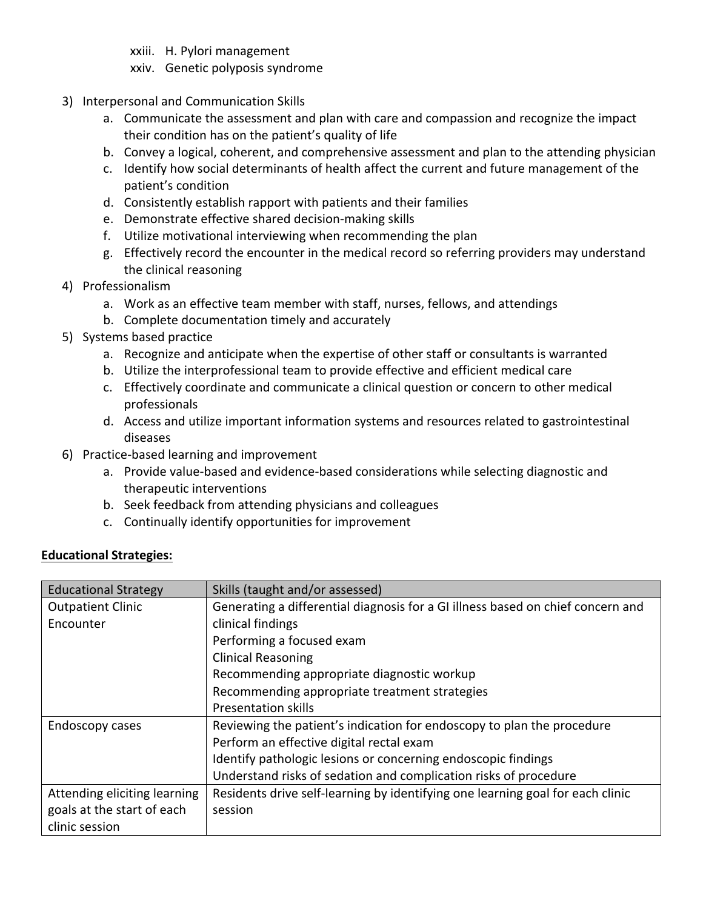xxiii. H. Pylori management
   xxiv. Genetic polyposis syndrome

3) Interpersonal and Communication Skills
   a. Communicate the assessment and plan with care and compassion and recognize the impact their condition has on the patient's quality of life
   b. Convey a logical, coherent, and comprehensive assessment and plan to the attending physician
   c. Identify how social determinants of health affect the current and future management of the patient's condition
   d. Consistently establish rapport with patients and their families
   e. Demonstrate effective shared decision-making skills
   f. Utilize motivational interviewing when recommending the plan
   g. Effectively record the encounter in the medical record so referring providers may understand the clinical reasoning
4) Professionalism
   a. Work as an effective team member with staff, nurses, fellows, and attendings
   b. Complete documentation timely and accurately
5) Systems based practice
   a. Recognize and anticipate when the expertise of other staff or consultants is warranted
   b. Utilize the interprofessional team to provide effective and efficient medical care
   c. Effectively coordinate and communicate a clinical question or concern to other medical professionals
   d. Access and utilize important information systems and resources related to gastrointestinal diseases
6) Practice-based learning and improvement
   a. Provide value-based and evidence-based considerations while selecting diagnostic and therapeutic interventions
   b. Seek feedback from attending physicians and colleagues
   c. Continually identify opportunities for improvement

**<u>Educational Strategies:</u>**

| Educational Strategy | Skills (taught and/or assessed) |
| --- | --- |
| Outpatient Clinic Encounter | Generating a differential diagnosis for a GI illness based on chief concern and clinical findings<br>Performing a focused exam<br>Clinical Reasoning<br>Recommending appropriate diagnostic workup<br>Recommending appropriate treatment strategies<br>Presentation skills |
| Endoscopy cases | Reviewing the patient's indication for endoscopy to plan the procedure<br>Perform an effective digital rectal exam<br>Identify pathologic lesions or concerning endoscopic findings<br>Understand risks of sedation and complication risks of procedure |
| Attending eliciting learning goals at the start of each clinic session | Residents drive self-learning by identifying one learning goal for each clinic session |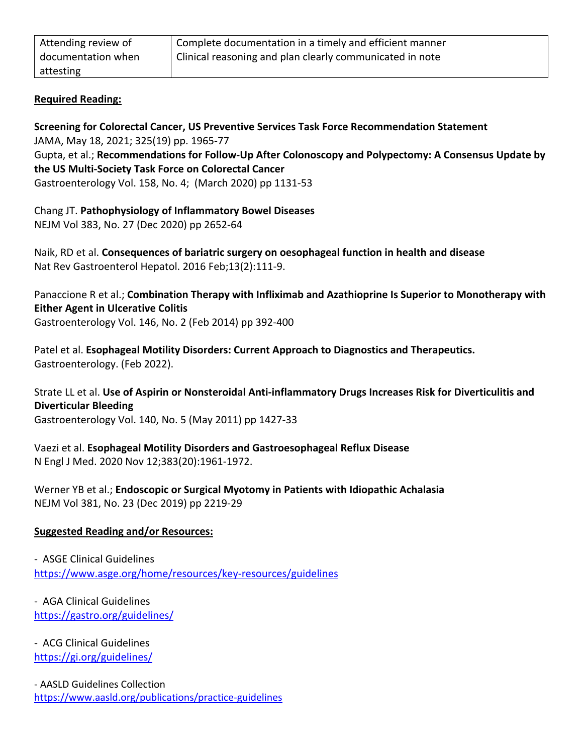| Attending review of documentation when attesting | Complete documentation in a timely and efficient manner<br>Clinical reasoning and plan clearly communicated in note |
|---|---|

**Required Reading:**

**Screening for Colorectal Cancer, US Preventive Services Task Force Recommendation Statement**
JAMA, May 18, 2021; 325(19) pp. 1965-77
Gupta, et al.; **Recommendations for Follow-Up After Colonoscopy and Polypectomy: A Consensus Update by the US Multi-Society Task Force on Colorectal Cancer**
Gastroenterology Vol. 158, No. 4; (March 2020) pp 1131-53

Chang JT. **Pathophysiology of Inflammatory Bowel Diseases**
NEJM Vol 383, No. 27 (Dec 2020) pp 2652-64

Naik, RD et al. **Consequences of bariatric surgery on oesophageal function in health and disease**
Nat Rev Gastroenterol Hepatol. 2016 Feb;13(2):111-9.

Panaccione R et al.; **Combination Therapy with Infliximab and Azathioprine Is Superior to Monotherapy with Either Agent in Ulcerative Colitis**
Gastroenterology Vol. 146, No. 2 (Feb 2014) pp 392-400

Patel et al. **Esophageal Motility Disorders: Current Approach to Diagnostics and Therapeutics.**
Gastroenterology. (Feb 2022).

Strate LL et al. **Use of Aspirin or Nonsteroidal Anti-inflammatory Drugs Increases Risk for Diverticulitis and Diverticular Bleeding**
Gastroenterology Vol. 140, No. 5 (May 2011) pp 1427-33

Vaezi et al. **Esophageal Motility Disorders and Gastroesophageal Reflux Disease**
N Engl J Med. 2020 Nov 12;383(20):1961-1972.

Werner YB et al.; **Endoscopic or Surgical Myotomy in Patients with Idiopathic Achalasia**
NEJM Vol 381, No. 23 (Dec 2019) pp 2219-29

**Suggested Reading and/or Resources:**

- ASGE Clinical Guidelines
https://www.asge.org/home/resources/key-resources/guidelines

- AGA Clinical Guidelines
https://gastro.org/guidelines/

- ACG Clinical Guidelines
https://gi.org/guidelines/

- AASLD Guidelines Collection
https://www.aasld.org/publications/practice-guidelines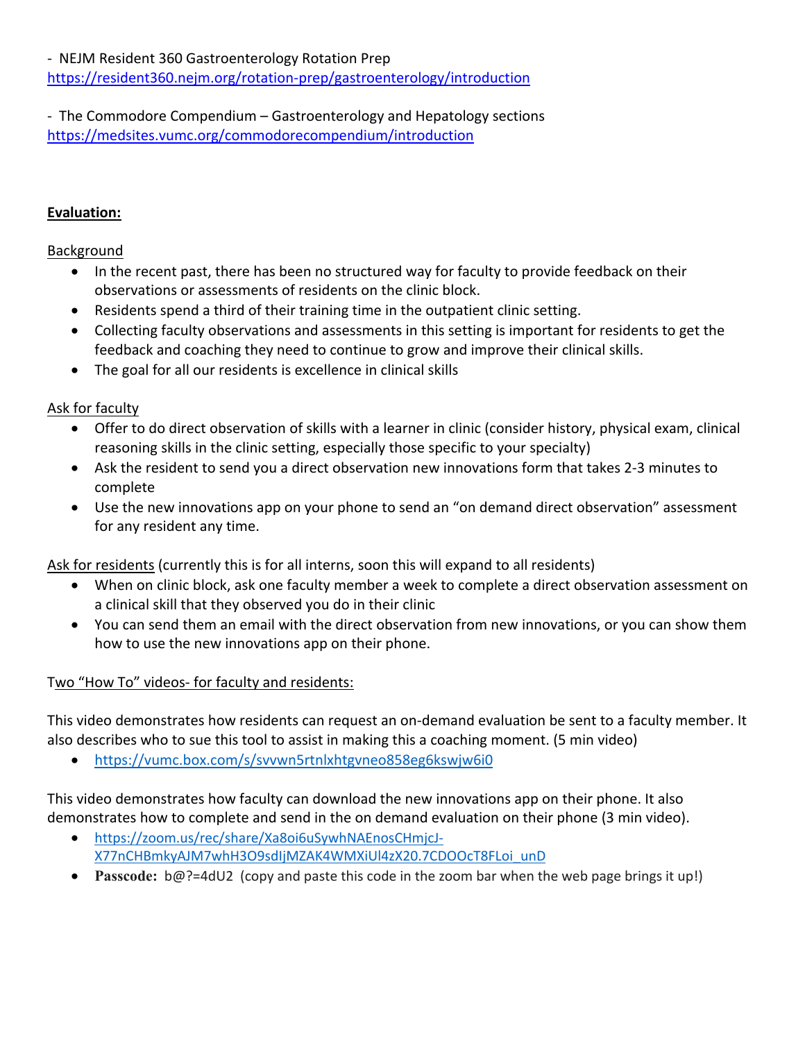- NEJM Resident 360 Gastroenterology Rotation Prep
https://resident360.nejm.org/rotation-prep/gastroenterology/introduction

- The Commodore Compendium – Gastroenterology and Hepatology sections
https://medsites.vumc.org/commodorecompendium/introduction

**Evaluation:**

Background

- In the recent past, there has been no structured way for faculty to provide feedback on their observations or assessments of residents on the clinic block.
- Residents spend a third of their training time in the outpatient clinic setting.
- Collecting faculty observations and assessments in this setting is important for residents to get the feedback and coaching they need to continue to grow and improve their clinical skills.
- The goal for all our residents is excellence in clinical skills

Ask for faculty

- Offer to do direct observation of skills with a learner in clinic (consider history, physical exam, clinical reasoning skills in the clinic setting, especially those specific to your specialty)
- Ask the resident to send you a direct observation new innovations form that takes 2-3 minutes to complete
- Use the new innovations app on your phone to send an "on demand direct observation" assessment for any resident any time.

Ask for residents (currently this is for all interns, soon this will expand to all residents)

- When on clinic block, ask one faculty member a week to complete a direct observation assessment on a clinical skill that they observed you do in their clinic
- You can send them an email with the direct observation from new innovations, or you can show them how to use the new innovations app on their phone.

Two "How To" videos- for faculty and residents:

This video demonstrates how residents can request an on-demand evaluation be sent to a faculty member. It also describes who to sue this tool to assist in making this a coaching moment. (5 min video)

- https://vumc.box.com/s/svvwn5rtnlxhtgvneo858eg6kswjw6i0

This video demonstrates how faculty can download the new innovations app on their phone. It also demonstrates how to complete and send in the on demand evaluation on their phone (3 min video).

- https://zoom.us/rec/share/Xa8oi6uSywhNAEnosCHmjcJ-X77nCHBmkyAJM7whH3O9sdIjMZAK4WMXiUl4zX20.7CDOOcT8FLoi_unD
- **Passcode:** b@?=4dU2 (copy and paste this code in the zoom bar when the web page brings it up!)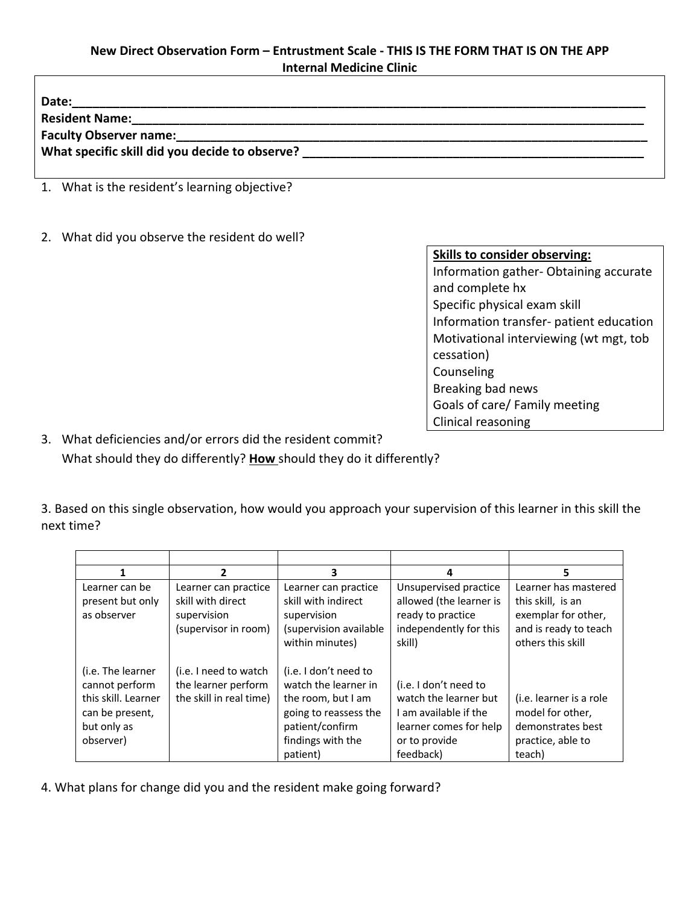**New Direct Observation Form – Entrustment Scale - THIS IS THE FORM THAT IS ON THE APP**
**Internal Medicine Clinic**

**Date:**______________________________________________________________________
**Resident Name:**______________________________________________________________
**Faculty Observer name:**________________________________________________________
**What specific skill did you decide to observe?** ________________________________________

1. What is the resident's learning objective?

2. What did you observe the resident do well?

**Skills to consider observing:**
Information gather- Obtaining accurate and complete hx
Specific physical exam skill
Information transfer- patient education
Motivational interviewing (wt mgt, tob cessation)
Counseling
Breaking bad news
Goals of care/ Family meeting
Clinical reasoning

3. What deficiencies and/or errors did the resident commit?
   What should they do differently? **How** should they do it differently?

3. Based on this single observation, how would you approach your supervision of this learner in this skill the next time?

| | | | | |
|---|---|---|---|---|
| 1 | 2 | 3 | 4 | 5 |
| Learner can be present but only as observer<br><br>(i.e. The learner cannot perform this skill. Learner can be present, but only as observer) | Learner can practice skill with direct supervision (supervisor in room)<br><br>(i.e. I need to watch the learner perform the skill in real time) | Learner can practice skill with indirect supervision (supervision available within minutes)<br><br>(i.e. I don't need to watch the learner in the room, but I am going to reassess the patient/confirm findings with the patient) | Unsupervised practice allowed (the learner is ready to practice independently for this skill)<br><br>(i.e. I don't need to watch the learner but I am available if the learner comes for help or to provide feedback) | Learner has mastered this skill, is an exemplar for other, and is ready to teach others this skill<br><br>(i.e. learner is a role model for other, demonstrates best practice, able to teach) |

4. What plans for change did you and the resident make going forward?